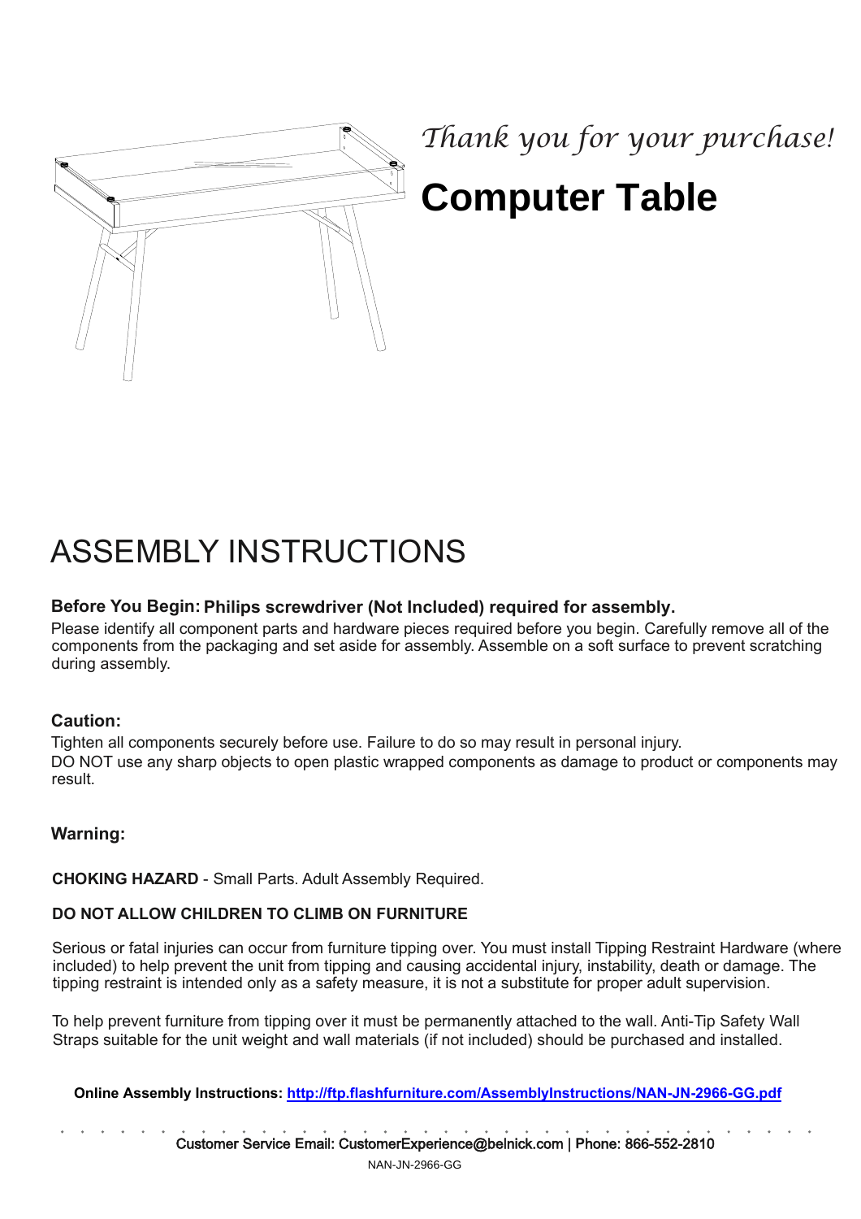*Thank you for your purchase!*

# Computer Table

## ASSEMBLY INSTRUCTIONS

**Before You Begin: Philips screwdriver (Not Included) required for assembly.**

Please identify all component parts and hardware pieces required before you begin. Carefully remove all of the components from the packaging and set aside for assembly. Assemble on a soft surface to prevent scratching during assembly.

**Caution:**

Tighten all components securely before use. Failure to do so may result in personal injury.
DO NOT use any sharp objects to open plastic wrapped components as damage to product or components may result.

**Warning:**

**CHOKING HAZARD** - Small Parts. Adult Assembly Required.

**DO NOT ALLOW CHILDREN TO CLIMB ON FURNITURE**

Serious or fatal injuries can occur from furniture tipping over. You must install Tipping Restraint Hardware (where included) to help prevent the unit from tipping and causing accidental injury, instability, death or damage. The tipping restraint is intended only as a safety measure, it is not a substitute for proper adult supervision.

To help prevent furniture from tipping over it must be permanently attached to the wall. Anti-Tip Safety Wall Straps suitable for the unit weight and wall materials (if not included) should be purchased and installed.

**Online Assembly Instructions: http://ftp.flashfurniture.com/AssemblyInstructions/NAN-JN-2966-GG.pdf**

Customer Service Email: CustomerExperience@belnick.com | Phone: 866-552-2810

NAN-JN-2966-GG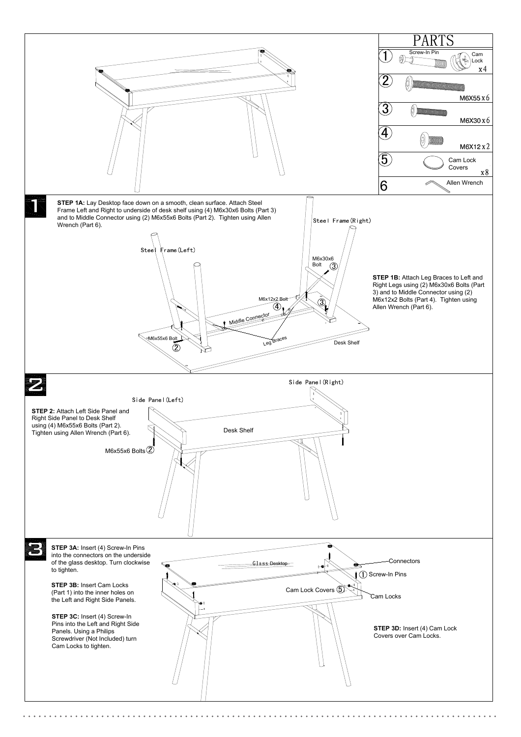## PARTS

| | | |
|---|---|---|
| 1 | Screw-In Pin, Cam Lock | x4 |
| 2 | | M6X55 x 6 |
| 3 | | M6X30 x 6 |
| 4 | | M6X12 x 2 |
| 5 | Cam Lock Covers | x8 |
| 6 | Allen Wrench | |

## 1

**STEP 1A:** Lay Desktop face down on a smooth, clean surface. Attach Steel Frame Left and Right to underside of desk shelf using (4) M6x30x6 Bolts (Part 3) and to Middle Connector using (2) M6x55x6 Bolts (Part 2). Tighten using Allen Wrench (Part 6).

Steel Frame(Right)

Steel Frame(Left)

M6x30x6 Bolt ③

M6x12x2 Bolt ④

③

Middle Connector

M6x55x6 Bolt ②

Leg Braces

Desk Shelf

**STEP 1B:** Attach Leg Braces to Left and Right Legs using (2) M6x30x6 Bolts (Part 3) and to Middle Connector using (2) M6x12x2 Bolts (Part 4). Tighten using Allen Wrench (Part 6).

## 2

Side Panel(Right)

Side Panel(Left)

**STEP 2:** Attach Left Side Panel and Right Side Panel to Desk Shelf using (4) M6x55x6 Bolts (Part 2). Tighten using Allen Wrench (Part 6).

Desk Shelf

M6x55x6 Bolts ②

## 3

**STEP 3A:** Insert (4) Screw-In Pins into the connectors on the underside of the glass desktop. Turn clockwise to tighten.

**STEP 3B:** Insert Cam Locks (Part 1) into the inner holes on the Left and Right Side Panels.

**STEP 3C:** Insert (4) Screw-In Pins into the Left and Right Side Panels. Using a Philips Screwdriver (Not Included) turn Cam Locks to tighten.

Glass Desktop

Connectors

① Screw-In Pins

Cam Lock Covers ⑤

Cam Locks

**STEP 3D:** Insert (4) Cam Lock Covers over Cam Locks.